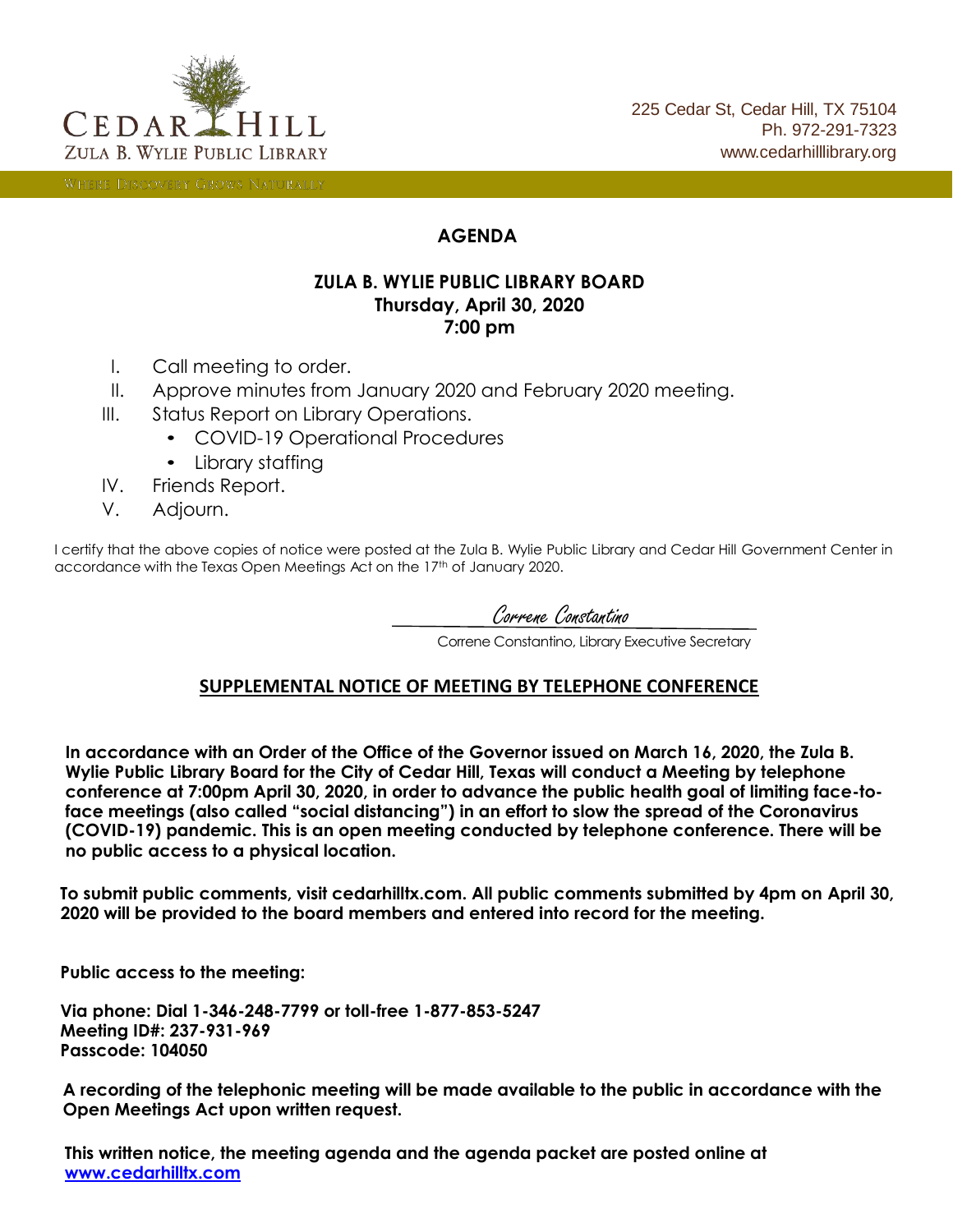CEDAR HILL
ZULA B. WYLIE PUBLIC LIBRARY

WHERE DISCOVERY GROWS NATURALLY

225 Cedar St, Cedar Hill, TX 75104
Ph. 972-291-7323
www.cedarhilllibrary.org

# AGENDA

## ZULA B. WYLIE PUBLIC LIBRARY BOARD
**Thursday, April 30, 2020**
**7:00 pm**

I. Call meeting to order.
II. Approve minutes from January 2020 and February 2020 meeting.
III. Status Report on Library Operations.
   - COVID-19 Operational Procedures
   - Library staffing
IV. Friends Report.
V. Adjourn.

I certify that the above copies of notice were posted at the Zula B. Wylie Public Library and Cedar Hill Government Center in accordance with the Texas Open Meetings Act on the 17th of January 2020.

*Correne Constantino*
Correne Constantino, Library Executive Secretary

## SUPPLEMENTAL NOTICE OF MEETING BY TELEPHONE CONFERENCE

**In accordance with an Order of the Office of the Governor issued on March 16, 2020, the Zula B. Wylie Public Library Board for the City of Cedar Hill, Texas will conduct a Meeting by telephone conference at 7:00pm April 30, 2020, in order to advance the public health goal of limiting face-to-face meetings (also called "social distancing") in an effort to slow the spread of the Coronavirus (COVID-19) pandemic. This is an open meeting conducted by telephone conference. There will be no public access to a physical location.**

**To submit public comments, visit cedarhilltx.com. All public comments submitted by 4pm on April 30, 2020 will be provided to the board members and entered into record for the meeting.**

**Public access to the meeting:**

**Via phone: Dial 1-346-248-7799 or toll-free 1-877-853-5247**
**Meeting ID#: 237-931-969**
**Passcode: 104050**

**A recording of the telephonic meeting will be made available to the public in accordance with the Open Meetings Act upon written request.**

**This written notice, the meeting agenda and the agenda packet are posted online at [www.cedarhilltx.com](http://www.cedarhilltx.com)**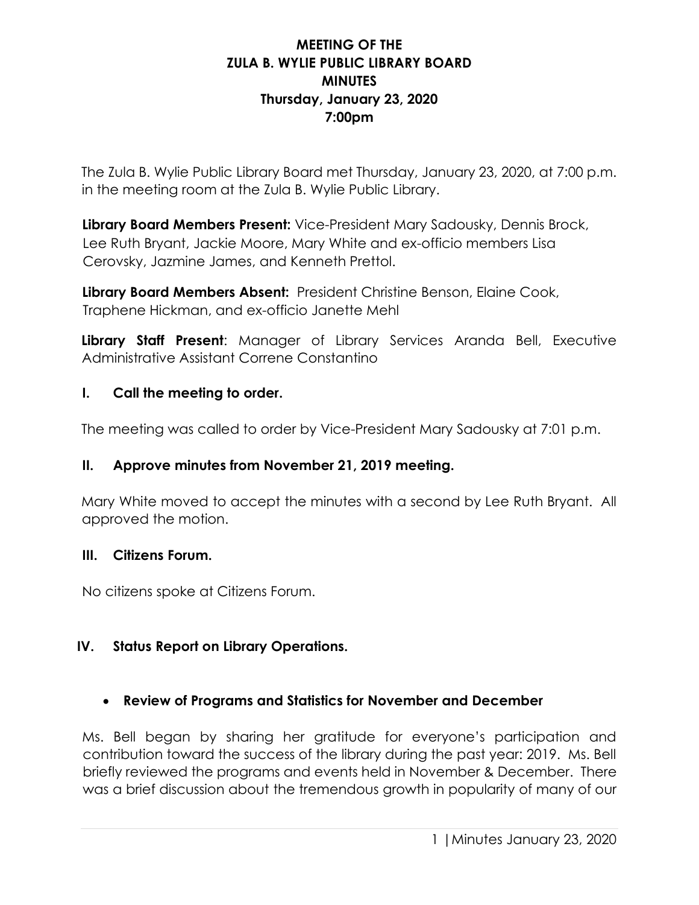# MEETING OF THE ZULA B. WYLIE PUBLIC LIBRARY BOARD MINUTES

**Thursday, January 23, 2020**
**7:00pm**

The Zula B. Wylie Public Library Board met Thursday, January 23, 2020, at 7:00 p.m. in the meeting room at the Zula B. Wylie Public Library.

**Library Board Members Present:** Vice-President Mary Sadousky, Dennis Brock, Lee Ruth Bryant, Jackie Moore, Mary White and ex-officio members Lisa Cerovsky, Jazmine James, and Kenneth Prettol.

**Library Board Members Absent:** President Christine Benson, Elaine Cook, Traphene Hickman, and ex-officio Janette Mehl

**Library Staff Present**: Manager of Library Services Aranda Bell, Executive Administrative Assistant Correne Constantino

## I. Call the meeting to order.

The meeting was called to order by Vice-President Mary Sadousky at 7:01 p.m.

## II. Approve minutes from November 21, 2019 meeting.

Mary White moved to accept the minutes with a second by Lee Ruth Bryant. All approved the motion.

## III. Citizens Forum.

No citizens spoke at Citizens Forum.

## IV. Status Report on Library Operations.

- **Review of Programs and Statistics for November and December**

Ms. Bell began by sharing her gratitude for everyone's participation and contribution toward the success of the library during the past year: 2019. Ms. Bell briefly reviewed the programs and events held in November & December. There was a brief discussion about the tremendous growth in popularity of many of our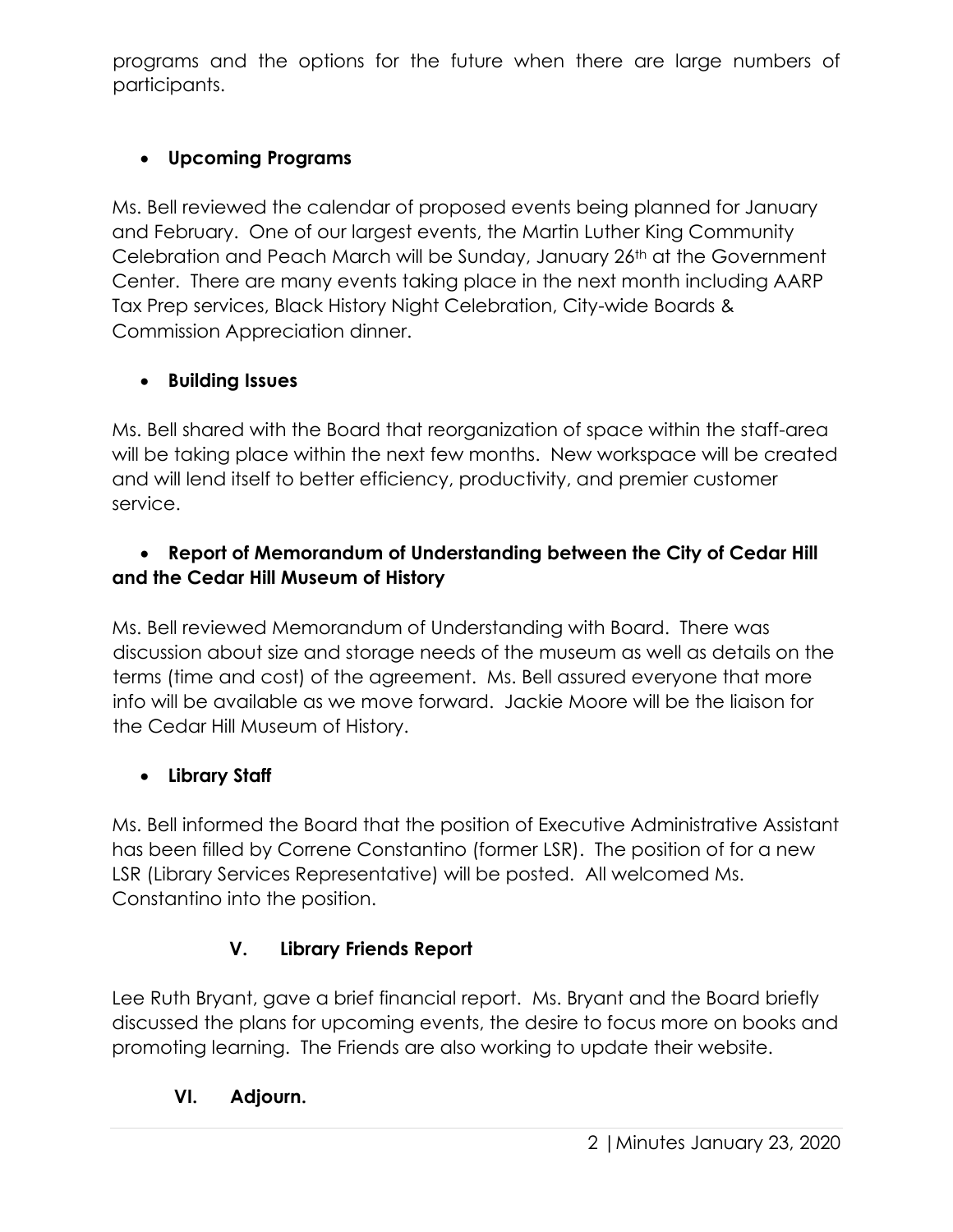programs and the options for the future when there are large numbers of participants.

- **Upcoming Programs**

Ms. Bell reviewed the calendar of proposed events being planned for January and February. One of our largest events, the Martin Luther King Community Celebration and Peach March will be Sunday, January 26th at the Government Center. There are many events taking place in the next month including AARP Tax Prep services, Black History Night Celebration, City-wide Boards & Commission Appreciation dinner.

- **Building Issues**

Ms. Bell shared with the Board that reorganization of space within the staff-area will be taking place within the next few months. New workspace will be created and will lend itself to better efficiency, productivity, and premier customer service.

- **Report of Memorandum of Understanding between the City of Cedar Hill and the Cedar Hill Museum of History**

Ms. Bell reviewed Memorandum of Understanding with Board. There was discussion about size and storage needs of the museum as well as details on the terms (time and cost) of the agreement. Ms. Bell assured everyone that more info will be available as we move forward. Jackie Moore will be the liaison for the Cedar Hill Museum of History.

- **Library Staff**

Ms. Bell informed the Board that the position of Executive Administrative Assistant has been filled by Correne Constantino (former LSR). The position of for a new LSR (Library Services Representative) will be posted. All welcomed Ms. Constantino into the position.

## V. Library Friends Report

Lee Ruth Bryant, gave a brief financial report. Ms. Bryant and the Board briefly discussed the plans for upcoming events, the desire to focus more on books and promoting learning. The Friends are also working to update their website.

## VI. Adjourn.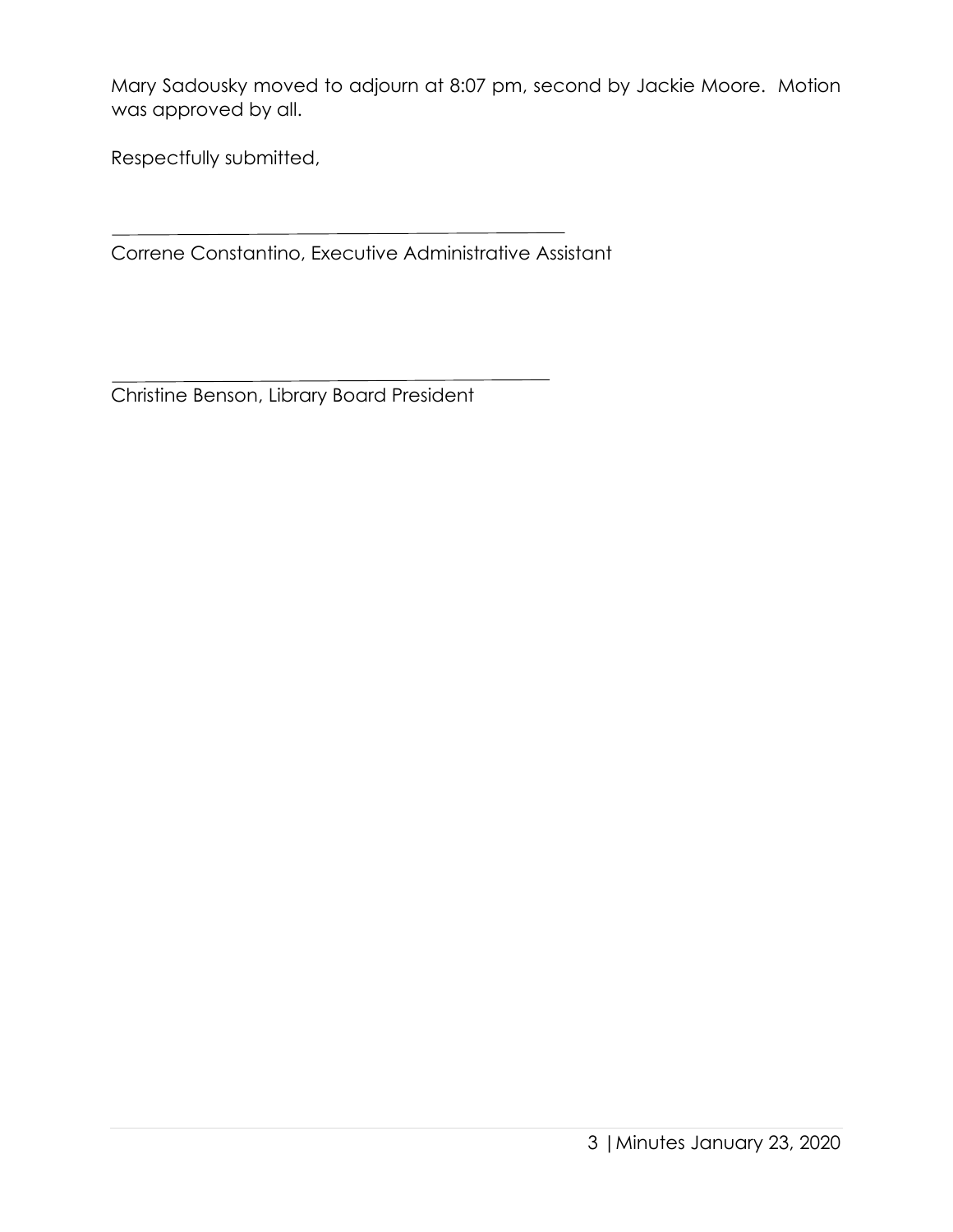Mary Sadousky moved to adjourn at 8:07 pm, second by Jackie Moore. Motion was approved by all.

Respectfully submitted,

\_\_\_\_\_\_\_\_\_\_\_\_\_\_\_\_\_\_\_\_\_\_\_\_\_\_\_\_\_\_\_\_\_\_\_\_\_\_\_\_\_\_\_\_

Correne Constantino, Executive Administrative Assistant

\_\_\_\_\_\_\_\_\_\_\_\_\_\_\_\_\_\_\_\_\_\_\_\_\_\_\_\_\_\_\_\_\_\_\_\_\_\_\_\_\_\_\_\_

Christine Benson, Library Board President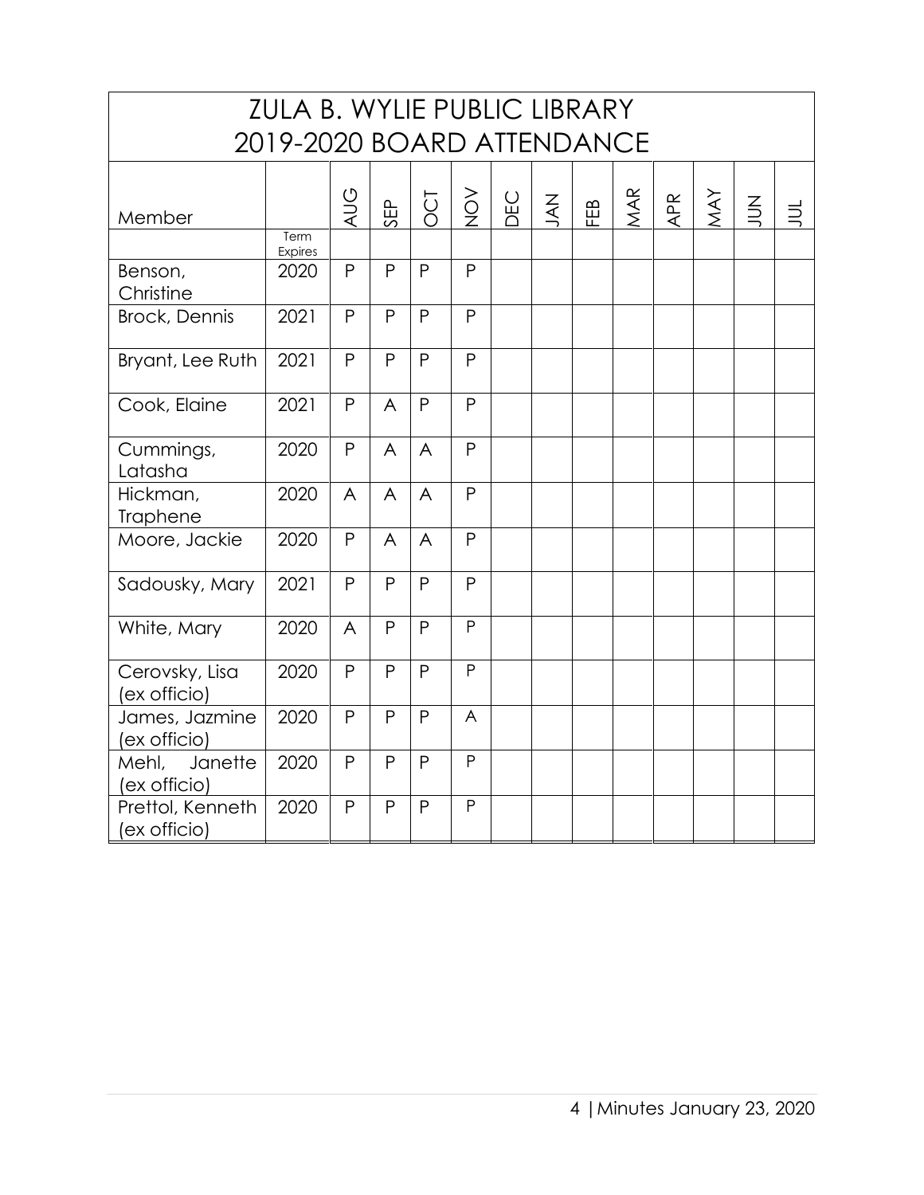# ZULA B. WYLIE PUBLIC LIBRARY
# 2019-2020 BOARD ATTENDANCE

| Member | Term Expires | AUG | SEP | OCT | NOV | DEC | JAN | FEB | MAR | APR | MAY | JUN | JUL |
|---|---|---|---|---|---|---|---|---|---|---|---|---|---|
| Benson, Christine | 2020 | P | P | P | P | | | | | | | | |
| Brock, Dennis | 2021 | P | P | P | P | | | | | | | | |
| Bryant, Lee Ruth | 2021 | P | P | P | P | | | | | | | | |
| Cook, Elaine | 2021 | P | A | P | P | | | | | | | | |
| Cummings, Latasha | 2020 | P | A | A | P | | | | | | | | |
| Hickman, Traphene | 2020 | A | A | A | P | | | | | | | | |
| Moore, Jackie | 2020 | P | A | A | P | | | | | | | | |
| Sadousky, Mary | 2021 | P | P | P | P | | | | | | | | |
| White, Mary | 2020 | A | P | P | P | | | | | | | | |
| Cerovsky, Lisa (ex officio) | 2020 | P | P | P | P | | | | | | | | |
| James, Jazmine (ex officio) | 2020 | P | P | P | A | | | | | | | | |
| Mehl, Janette (ex officio) | 2020 | P | P | P | P | | | | | | | | |
| Prettol, Kenneth (ex officio) | 2020 | P | P | P | P | | | | | | | | |